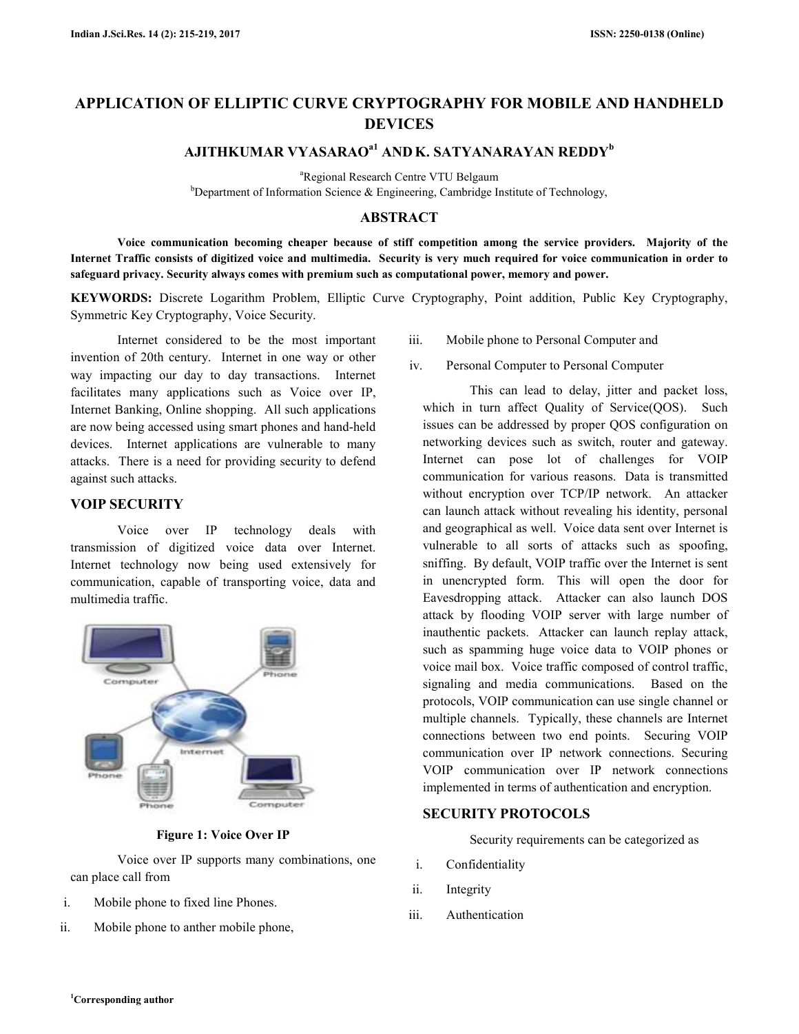# APPLICATION OF ELLIPTIC CURVE CRYPTOGRAPHY FOR MOBILE AND HANDHELD DEVICES

## AJITHKUMAR VYASARAO[a1] AND K. SATYANARAYAN REDDY[b]

[a]Regional Research Centre VTU Belgaum
[b]Department of Information Science & Engineering, Cambridge Institute of Technology,

## ABSTRACT

**Voice communication becoming cheaper because of stiff competition among the service providers. Majority of the Internet Traffic consists of digitized voice and multimedia. Security is very much required for voice communication in order to safeguard privacy. Security always comes with premium such as computational power, memory and power.**

**KEYWORDS:** Discrete Logarithm Problem, Elliptic Curve Cryptography, Point addition, Public Key Cryptography, Symmetric Key Cryptography, Voice Security.

Internet considered to be the most important invention of 20th century. Internet in one way or other way impacting our day to day transactions. Internet facilitates many applications such as Voice over IP, Internet Banking, Online shopping. All such applications are now being accessed using smart phones and hand-held devices. Internet applications are vulnerable to many attacks. There is a need for providing security to defend against such attacks.

## VOIP SECURITY

Voice over IP technology deals with transmission of digitized voice data over Internet. Internet technology now being used extensively for communication, capable of transporting voice, data and multimedia traffic.

**Figure 1: Voice Over IP**

Voice over IP supports many combinations, one can place call from

i. Mobile phone to fixed line Phones.
ii. Mobile phone to anther mobile phone,
iii. Mobile phone to Personal Computer and
iv. Personal Computer to Personal Computer

This can lead to delay, jitter and packet loss, which in turn affect Quality of Service(QOS). Such issues can be addressed by proper QOS configuration on networking devices such as switch, router and gateway. Internet can pose lot of challenges for VOIP communication for various reasons. Data is transmitted without encryption over TCP/IP network. An attacker can launch attack without revealing his identity, personal and geographical as well. Voice data sent over Internet is vulnerable to all sorts of attacks such as spoofing, sniffing. By default, VOIP traffic over the Internet is sent in unencrypted form. This will open the door for Eavesdropping attack. Attacker can also launch DOS attack by flooding VOIP server with large number of inauthentic packets. Attacker can launch replay attack, such as spamming huge voice data to VOIP phones or voice mail box. Voice traffic composed of control traffic, signaling and media communications. Based on the protocols, VOIP communication can use single channel or multiple channels. Typically, these channels are Internet connections between two end points. Securing VOIP communication over IP network connections. Securing VOIP communication over IP network connections implemented in terms of authentication and encryption.

## SECURITY PROTOCOLS

Security requirements can be categorized as

i. Confidentiality
ii. Integrity
iii. Authentication

[1]Corresponding author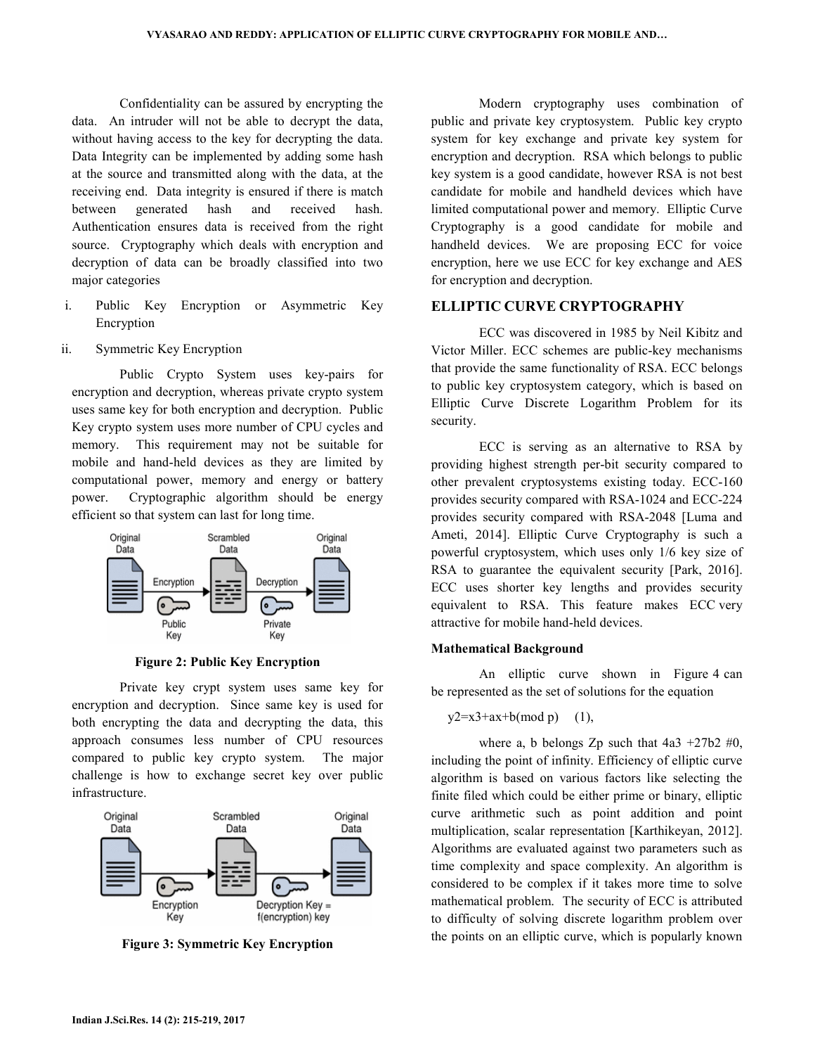Confidentiality can be assured by encrypting the data. An intruder will not be able to decrypt the data, without having access to the key for decrypting the data. Data Integrity can be implemented by adding some hash at the source and transmitted along with the data, at the receiving end. Data integrity is ensured if there is match between generated hash and received hash. Authentication ensures data is received from the right source. Cryptography which deals with encryption and decryption of data can be broadly classified into two major categories

i. Public Key Encryption or Asymmetric Key Encryption

ii. Symmetric Key Encryption

Public Crypto System uses key-pairs for encryption and decryption, whereas private crypto system uses same key for both encryption and decryption. Public Key crypto system uses more number of CPU cycles and memory. This requirement may not be suitable for mobile and hand-held devices as they are limited by computational power, memory and energy or battery power. Cryptographic algorithm should be energy efficient so that system can last for long time.

**Figure 2: Public Key Encryption**

Private key crypt system uses same key for encryption and decryption. Since same key is used for both encrypting the data and decrypting the data, this approach consumes less number of CPU resources compared to public key crypto system. The major challenge is how to exchange secret key over public infrastructure.

**Figure 3: Symmetric Key Encryption**

Modern cryptography uses combination of public and private key cryptosystem. Public key crypto system for key exchange and private key system for encryption and decryption. RSA which belongs to public key system is a good candidate, however RSA is not best candidate for mobile and handheld devices which have limited computational power and memory. Elliptic Curve Cryptography is a good candidate for mobile and handheld devices. We are proposing ECC for voice encryption, here we use ECC for key exchange and AES for encryption and decryption.

## ELLIPTIC CURVE CRYPTOGRAPHY

ECC was discovered in 1985 by Neil Kibitz and Victor Miller. ECC schemes are public-key mechanisms that provide the same functionality of RSA. ECC belongs to public key cryptosystem category, which is based on Elliptic Curve Discrete Logarithm Problem for its security.

ECC is serving as an alternative to RSA by providing highest strength per-bit security compared to other prevalent cryptosystems existing today. ECC-160 provides security compared with RSA-1024 and ECC-224 provides security compared with RSA-2048 [Luma and Ameti, 2014]. Elliptic Curve Cryptography is such a powerful cryptosystem, which uses only 1/6 key size of RSA to guarantee the equivalent security [Park, 2016]. ECC uses shorter key lengths and provides security equivalent to RSA. This feature makes ECC very attractive for mobile hand-held devices.

### Mathematical Background

An elliptic curve shown in Figure 4 can be represented as the set of solutions for the equation

$$y^2=x^3+ax+b \pmod p \quad (1),$$

where a, b belongs $Z_p$ such that $4a^3 + 27b^2 \neq 0$, including the point of infinity. Efficiency of elliptic curve algorithm is based on various factors like selecting the finite filed which could be either prime or binary, elliptic curve arithmetic such as point addition and point multiplication, scalar representation [Karthikeyan, 2012]. Algorithms are evaluated against two parameters such as time complexity and space complexity. An algorithm is considered to be complex if it takes more time to solve mathematical problem. The security of ECC is attributed to difficulty of solving discrete logarithm problem over the points on an elliptic curve, which is popularly known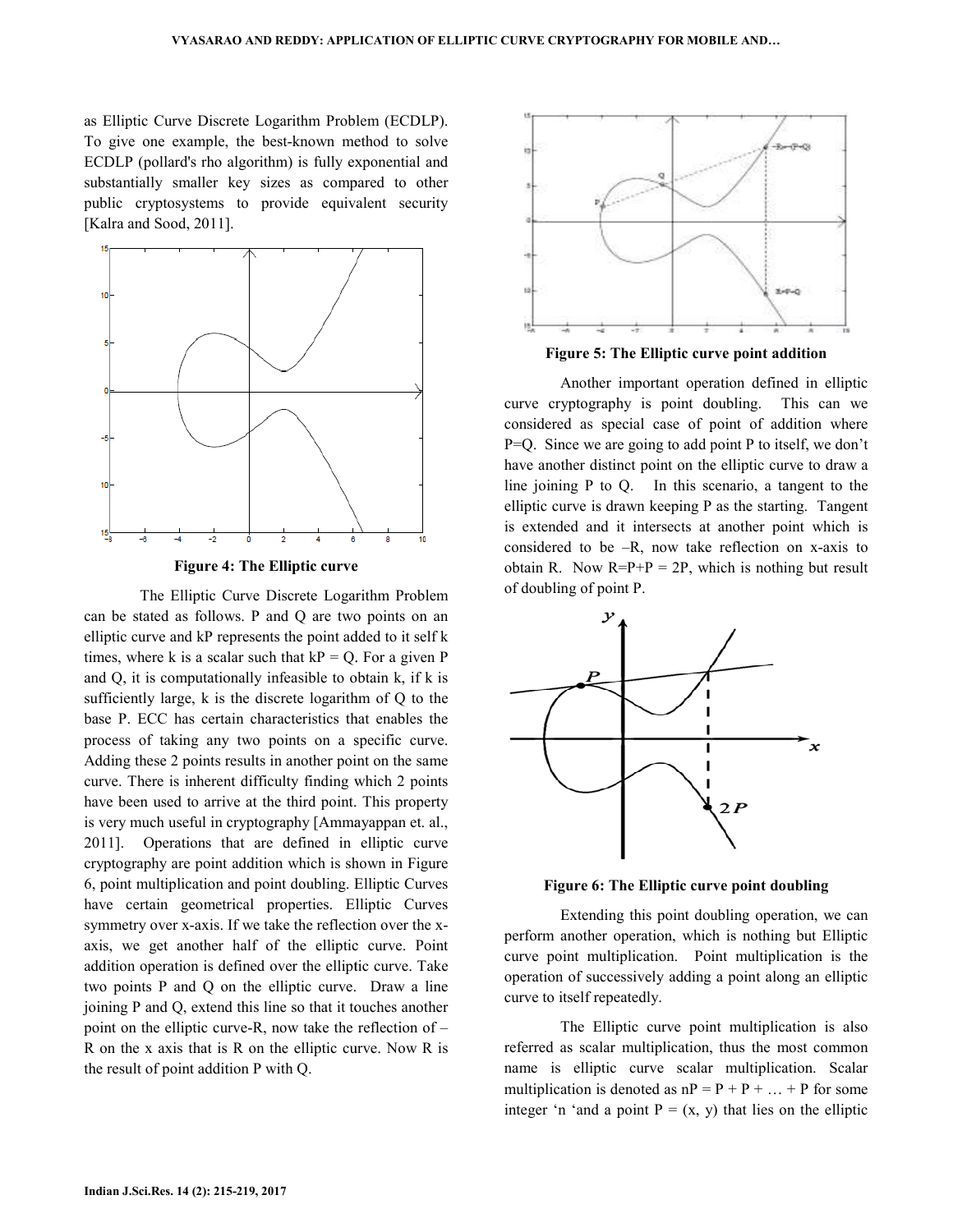as Elliptic Curve Discrete Logarithm Problem (ECDLP). To give one example, the best-known method to solve ECDLP (pollard's rho algorithm) is fully exponential and substantially smaller key sizes as compared to other public cryptosystems to provide equivalent security [Kalra and Sood, 2011].

**Figure 4: The Elliptic curve**

The Elliptic Curve Discrete Logarithm Problem can be stated as follows. P and Q are two points on an elliptic curve and kP represents the point added to it self k times, where k is a scalar such that kP = Q. For a given P and Q, it is computationally infeasible to obtain k, if k is sufficiently large, k is the discrete logarithm of Q to the base P. ECC has certain characteristics that enables the process of taking any two points on a specific curve. Adding these 2 points results in another point on the same curve. There is inherent difficulty finding which 2 points have been used to arrive at the third point. This property is very much useful in cryptography [Ammayappan et. al., 2011]. Operations that are defined in elliptic curve cryptography are point addition which is shown in Figure 6, point multiplication and point doubling. Elliptic Curves have certain geometrical properties. Elliptic Curves symmetry over x-axis. If we take the reflection over the x-axis, we get another half of the elliptic curve. Point addition operation is defined over the elliptic curve. Take two points P and Q on the elliptic curve. Draw a line joining P and Q, extend this line so that it touches another point on the elliptic curve-R, now take the reflection of –R on the x axis that is R on the elliptic curve. Now R is the result of point addition P with Q.

**Figure 5: The Elliptic curve point addition**

Another important operation defined in elliptic curve cryptography is point doubling. This can we considered as special case of point of addition where P=Q. Since we are going to add point P to itself, we don't have another distinct point on the elliptic curve to draw a line joining P to Q. In this scenario, a tangent to the elliptic curve is drawn keeping P as the starting. Tangent is extended and it intersects at another point which is considered to be –R, now take reflection on x-axis to obtain R. Now R=P+P = 2P, which is nothing but result of doubling of point P.

**Figure 6: The Elliptic curve point doubling**

Extending this point doubling operation, we can perform another operation, which is nothing but Elliptic curve point multiplication. Point multiplication is the operation of successively adding a point along an elliptic curve to itself repeatedly.

The Elliptic curve point multiplication is also referred as scalar multiplication, thus the most common name is elliptic curve scalar multiplication. Scalar multiplication is denoted as $nP = P + P + \ldots + P$ for some integer 'n 'and a point P = (x, y) that lies on the elliptic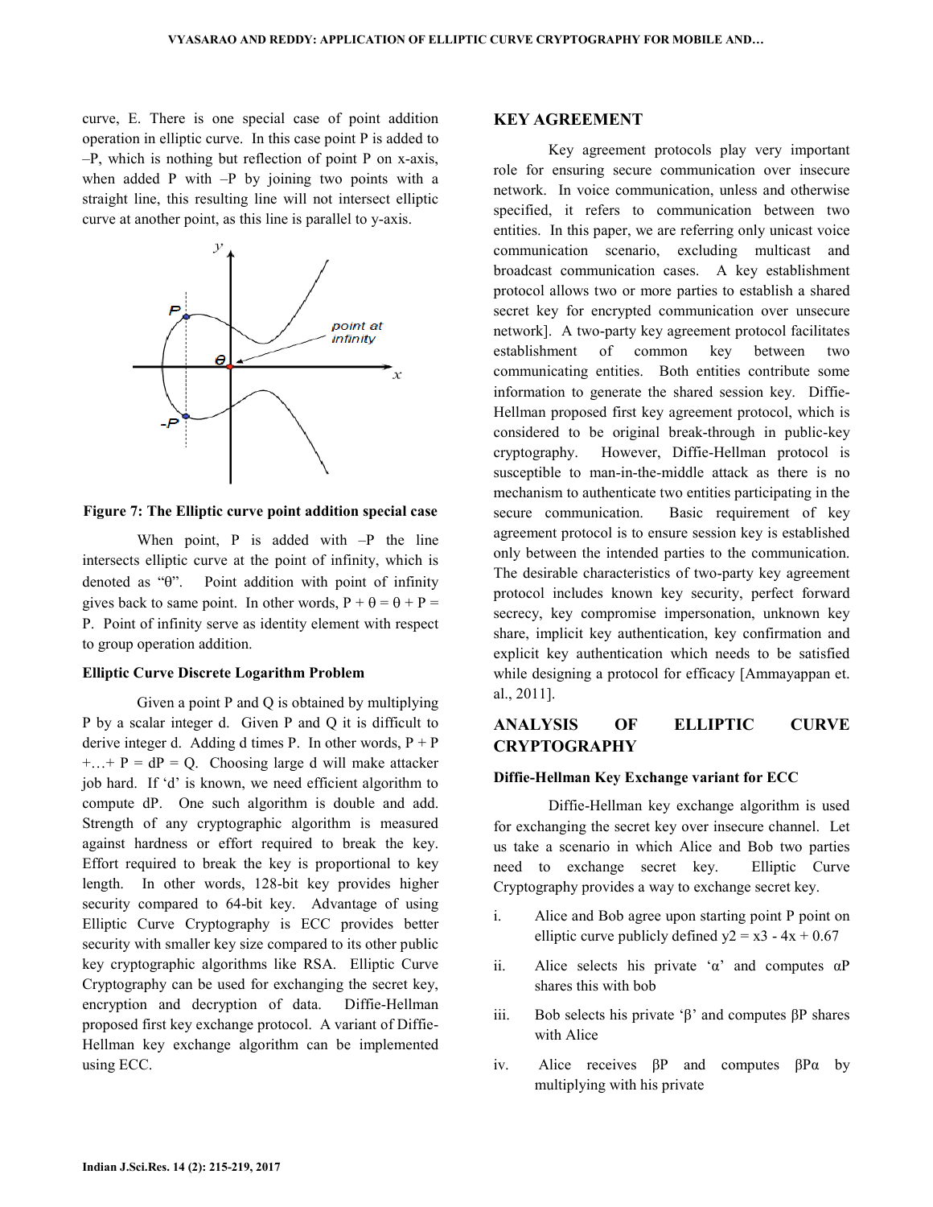curve, E. There is one special case of point addition operation in elliptic curve. In this case point P is added to –P, which is nothing but reflection of point P on x-axis, when added P with –P by joining two points with a straight line, this resulting line will not intersect elliptic curve at another point, as this line is parallel to y-axis.

**Figure 7: The Elliptic curve point addition special case**

When point, P is added with –P the line intersects elliptic curve at the point of infinity, which is denoted as "θ". Point addition with point of infinity gives back to same point. In other words, $P + \theta = \theta + P = P$. Point of infinity serve as identity element with respect to group operation addition.

### Elliptic Curve Discrete Logarithm Problem

Given a point P and Q is obtained by multiplying P by a scalar integer d. Given P and Q it is difficult to derive integer d. Adding d times P. In other words, $P + P + \ldots + P = dP = Q$. Choosing large d will make attacker job hard. If 'd' is known, we need efficient algorithm to compute dP. One such algorithm is double and add. Strength of any cryptographic algorithm is measured against hardness or effort required to break the key. Effort required to break the key is proportional to key length. In other words, 128-bit key provides higher security compared to 64-bit key. Advantage of using Elliptic Curve Cryptography is ECC provides better security with smaller key size compared to its other public key cryptographic algorithms like RSA. Elliptic Curve Cryptography can be used for exchanging the secret key, encryption and decryption of data. Diffie-Hellman proposed first key exchange protocol. A variant of Diffie-Hellman key exchange algorithm can be implemented using ECC.

## KEY AGREEMENT

Key agreement protocols play very important role for ensuring secure communication over insecure network. In voice communication, unless and otherwise specified, it refers to communication between two entities. In this paper, we are referring only unicast voice communication scenario, excluding multicast and broadcast communication cases. A key establishment protocol allows two or more parties to establish a shared secret key for encrypted communication over unsecure network]. A two-party key agreement protocol facilitates establishment of common key between two communicating entities. Both entities contribute some information to generate the shared session key. Diffie-Hellman proposed first key agreement protocol, which is considered to be original break-through in public-key cryptography. However, Diffie-Hellman protocol is susceptible to man-in-the-middle attack as there is no mechanism to authenticate two entities participating in the secure communication. Basic requirement of key agreement protocol is to ensure session key is established only between the intended parties to the communication. The desirable characteristics of two-party key agreement protocol includes known key security, perfect forward secrecy, key compromise impersonation, unknown key share, implicit key authentication, key confirmation and explicit key authentication which needs to be satisfied while designing a protocol for efficacy [Ammayappan et. al., 2011].

## ANALYSIS OF ELLIPTIC CURVE CRYPTOGRAPHY

### Diffie-Hellman Key Exchange variant for ECC

Diffie-Hellman key exchange algorithm is used for exchanging the secret key over insecure channel. Let us take a scenario in which Alice and Bob two parties need to exchange secret key. Elliptic Curve Cryptography provides a way to exchange secret key.

i. Alice and Bob agree upon starting point P point on elliptic curve publicly defined $y2 = x3 - 4x + 0.67$
ii. Alice selects his private 'α' and computes αP shares this with bob
iii. Bob selects his private 'β' and computes βP shares with Alice
iv. Alice receives βP and computes βPα by multiplying with his private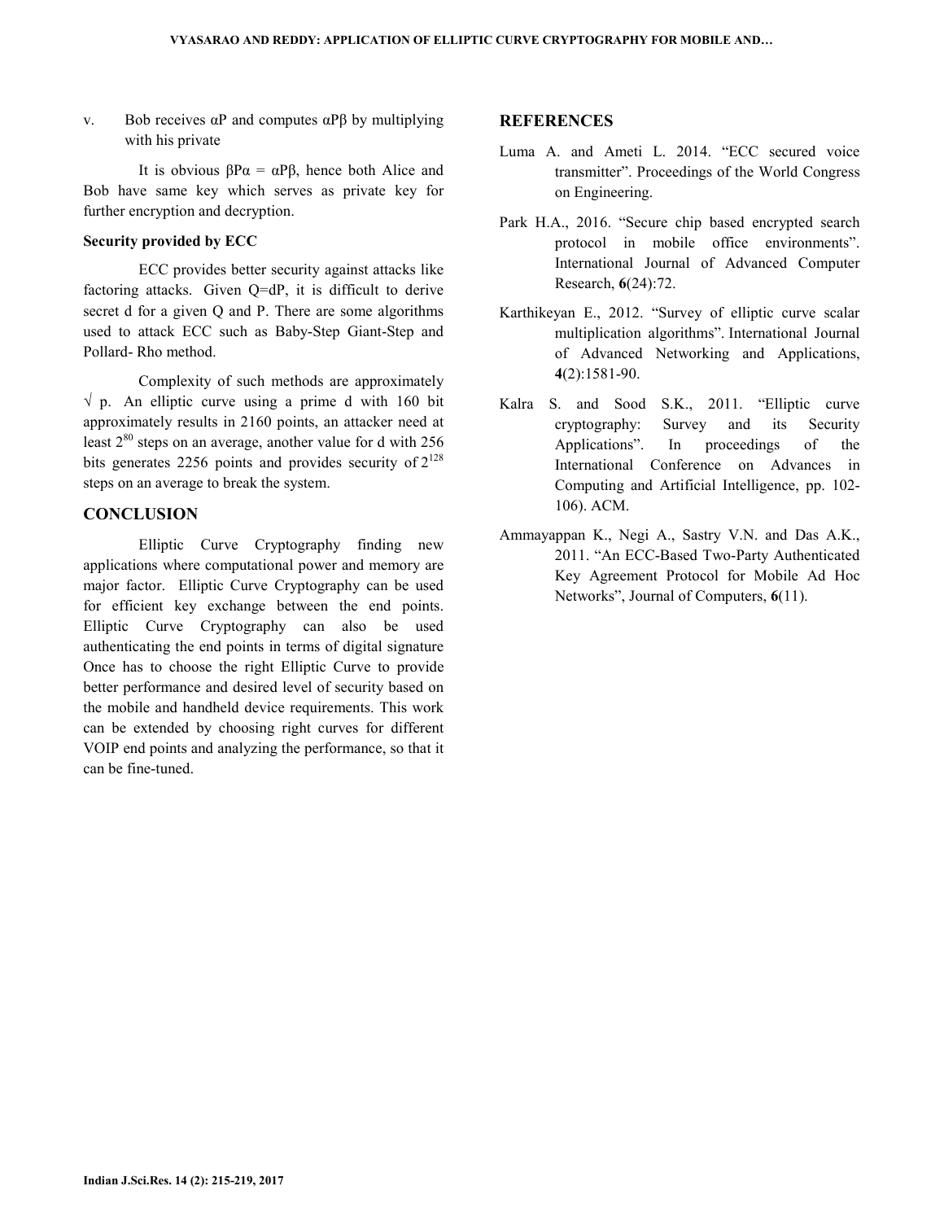v. Bob receives αP and computes αPβ by multiplying with his private

It is obvious $\beta P \alpha = \alpha P \beta$, hence both Alice and Bob have same key which serves as private key for further encryption and decryption.

**Security provided by ECC**

ECC provides better security against attacks like factoring attacks. Given $Q=dP$, it is difficult to derive secret d for a given Q and P. There are some algorithms used to attack ECC such as Baby-Step Giant-Step and Pollard- Rho method.

Complexity of such methods are approximately $\sqrt{p}$. An elliptic curve using a prime d with 160 bit approximately results in 2160 points, an attacker need at least $2^{80}$ steps on an average, another value for d with 256 bits generates 2256 points and provides security of $2^{128}$ steps on an average to break the system.

## CONCLUSION

Elliptic Curve Cryptography finding new applications where computational power and memory are major factor. Elliptic Curve Cryptography can be used for efficient key exchange between the end points. Elliptic Curve Cryptography can also be used authenticating the end points in terms of digital signature Once has to choose the right Elliptic Curve to provide better performance and desired level of security based on the mobile and handheld device requirements. This work can be extended by choosing right curves for different VOIP end points and analyzing the performance, so that it can be fine-tuned.

## REFERENCES

Luma A. and Ameti L. 2014. "ECC secured voice transmitter". Proceedings of the World Congress on Engineering.

Park H.A., 2016. "Secure chip based encrypted search protocol in mobile office environments". International Journal of Advanced Computer Research, **6**(24):72.

Karthikeyan E., 2012. "Survey of elliptic curve scalar multiplication algorithms". International Journal of Advanced Networking and Applications, **4**(2):1581-90.

Kalra S. and Sood S.K., 2011. "Elliptic curve cryptography: Survey and its Security Applications". In proceedings of the International Conference on Advances in Computing and Artificial Intelligence, pp. 102-106). ACM.

Ammayappan K., Negi A., Sastry V.N. and Das A.K., 2011. "An ECC-Based Two-Party Authenticated Key Agreement Protocol for Mobile Ad Hoc Networks", Journal of Computers, **6**(11).